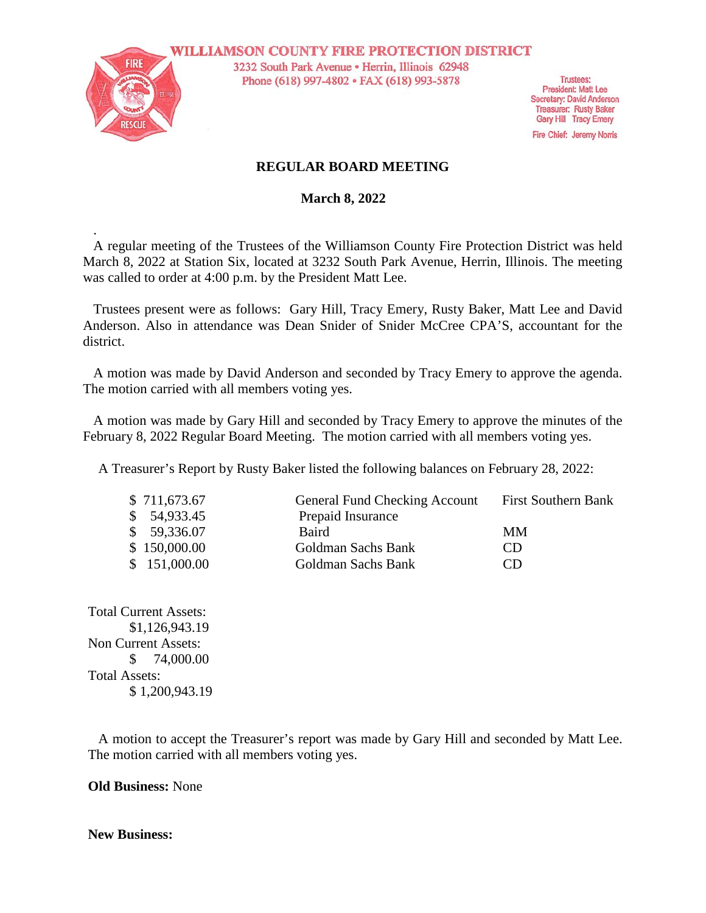**WILLIAMSON COUNTY FIRE PROTECTION DISTRICT**

3232 South Park Avenue • Herrin, Illinois 62948

Phone (618) 997-4802 • FAX (618) 993-5878

Trustees:
President: Matt Lee
Secretary: David Anderson
Treasurer: Rusty Baker
Gary Hill Tracy Emery

Fire Chief: Jeremy Norris

## REGULAR BOARD MEETING

### March 8, 2022

A regular meeting of the Trustees of the Williamson County Fire Protection District was held March 8, 2022 at Station Six, located at 3232 South Park Avenue, Herrin, Illinois. The meeting was called to order at 4:00 p.m. by the President Matt Lee.

Trustees present were as follows: Gary Hill, Tracy Emery, Rusty Baker, Matt Lee and David Anderson. Also in attendance was Dean Snider of Snider McCree CPA'S, accountant for the district.

A motion was made by David Anderson and seconded by Tracy Emery to approve the agenda. The motion carried with all members voting yes.

A motion was made by Gary Hill and seconded by Tracy Emery to approve the minutes of the February 8, 2022 Regular Board Meeting. The motion carried with all members voting yes.

A Treasurer's Report by Rusty Baker listed the following balances on February 28, 2022:

| | | |
|---|---|---|
| $ 711,673.67 | General Fund Checking Account | First Southern Bank |
| $ 54,933.45 | Prepaid Insurance | |
| $ 59,336.07 | Baird | MM |
| $ 150,000.00 | Goldman Sachs Bank | CD |
| $ 151,000.00 | Goldman Sachs Bank | CD |

Total Current Assets:
$1,126,943.19

Non Current Assets:
$ 74,000.00

Total Assets:
$ 1,200,943.19

A motion to accept the Treasurer's report was made by Gary Hill and seconded by Matt Lee. The motion carried with all members voting yes.

**Old Business:** None

**New Business:**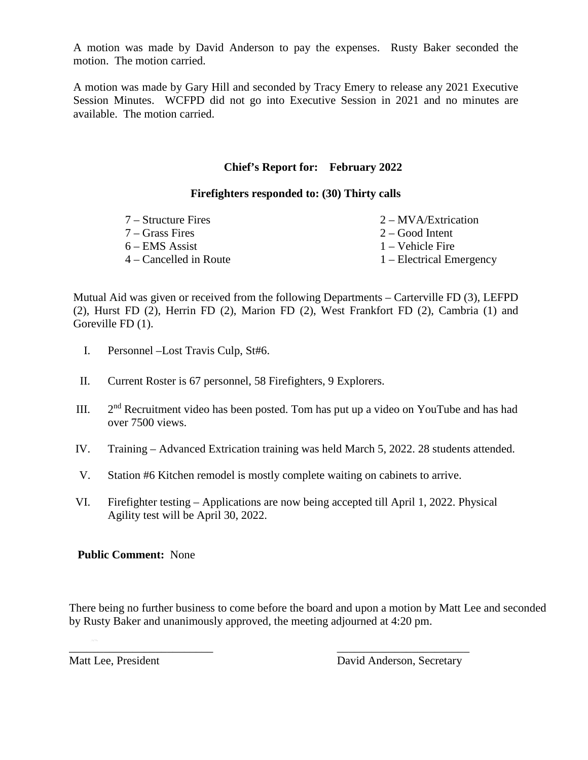A motion was made by David Anderson to pay the expenses. Rusty Baker seconded the motion. The motion carried.

A motion was made by Gary Hill and seconded by Tracy Emery to release any 2021 Executive Session Minutes. WCFPD did not go into Executive Session in 2021 and no minutes are available. The motion carried.

**Chief's Report for: February 2022**

**Firefighters responded to: (30) Thirty calls**

| | |
|---|---|
| 7 – Structure Fires | 2 – MVA/Extrication |
| 7 – Grass Fires | 2 – Good Intent |
| 6 – EMS Assist | 1 – Vehicle Fire |
| 4 – Cancelled in Route | 1 – Electrical Emergency |

Mutual Aid was given or received from the following Departments – Carterville FD (3), LEFPD (2), Hurst FD (2), Herrin FD (2), Marion FD (2), West Frankfort FD (2), Cambria (1) and Goreville FD (1).

I. Personnel –Lost Travis Culp, St#6.

II. Current Roster is 67 personnel, 58 Firefighters, 9 Explorers.

III. 2nd Recruitment video has been posted. Tom has put up a video on YouTube and has had over 7500 views.

IV. Training – Advanced Extrication training was held March 5, 2022. 28 students attended.

V. Station #6 Kitchen remodel is mostly complete waiting on cabinets to arrive.

VI. Firefighter testing – Applications are now being accepted till April 1, 2022. Physical Agility test will be April 30, 2022.

**Public Comment:** None

There being no further business to come before the board and upon a motion by Matt Lee and seconded by Rusty Baker and unanimously approved, the meeting adjourned at 4:20 pm.

\_\_\_\_\_\_\_\_\_\_\_\_\_\_\_\_\_\_\_\_\_\_\_\_\_ \_\_\_\_\_\_\_\_\_\_\_\_\_\_\_\_\_\_\_\_\_\_\_\_\_

Matt Lee, President — David Anderson, Secretary